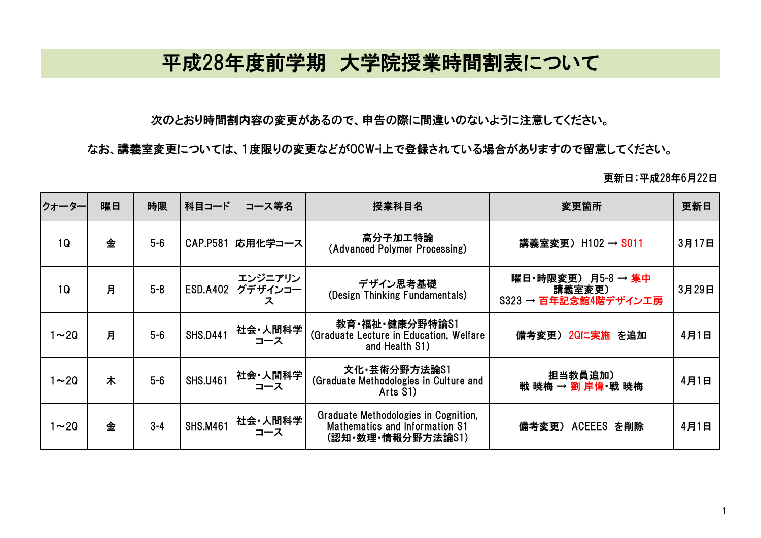# 平成28年度前学期　大学院授業時間割表について

次のとおり時間割内容の変更があるので、申告の際に間違いのないように注意してください。

なお、講義室変更については、1度限りの変更などがOCW-i上で登録されている場合がありますので留意してください。

更新日：平成28年6月22日

| クォーター | 曜日 | 時限 | 科目コード | コース等名 | 授業科目名 | 変更箇所 | 更新日 |
|---|---|---|---|---|---|---|---|
| 1Q | 金 | 5-6 | CAP.P581 | 応用化学コース | 高分子加工特論<br>(Advanced Polymer Processing) | 講義室変更） H102 → S011 | 3月17日 |
| 1Q | 月 | 5-8 | ESD.A402 | エンジニアリングデザインコース | デザイン思考基礎<br>(Design Thinking Fundamentals) | 曜日・時限変更） 月5-8 → 集中<br>講義室変更）<br>S323 → 百年記念館4階デザイン工房 | 3月29日 |
| 1～2Q | 月 | 5-6 | SHS.D441 | 社会・人間科学コース | 教育・福祉・健康分野特論S1<br>(Graduate Lecture in Education, Welfare and Health S1) | 備考変更） 2Qに実施 を追加 | 4月1日 |
| 1～2Q | 木 | 5-6 | SHS.U461 | 社会・人間科学コース | 文化・芸術分野方法論S1<br>(Graduate Methodologies in Culture and Arts S1) | 担当教員追加）<br>戦 暁梅 → 劉 岸偉・戦 暁梅 | 4月1日 |
| 1～2Q | 金 | 3-4 | SHS.M461 | 社会・人間科学コース | Graduate Methodologies in Cognition, Mathematics and Information S1<br>(認知・数理・情報分野方法論S1) | 備考変更） ACEEES を削除 | 4月1日 |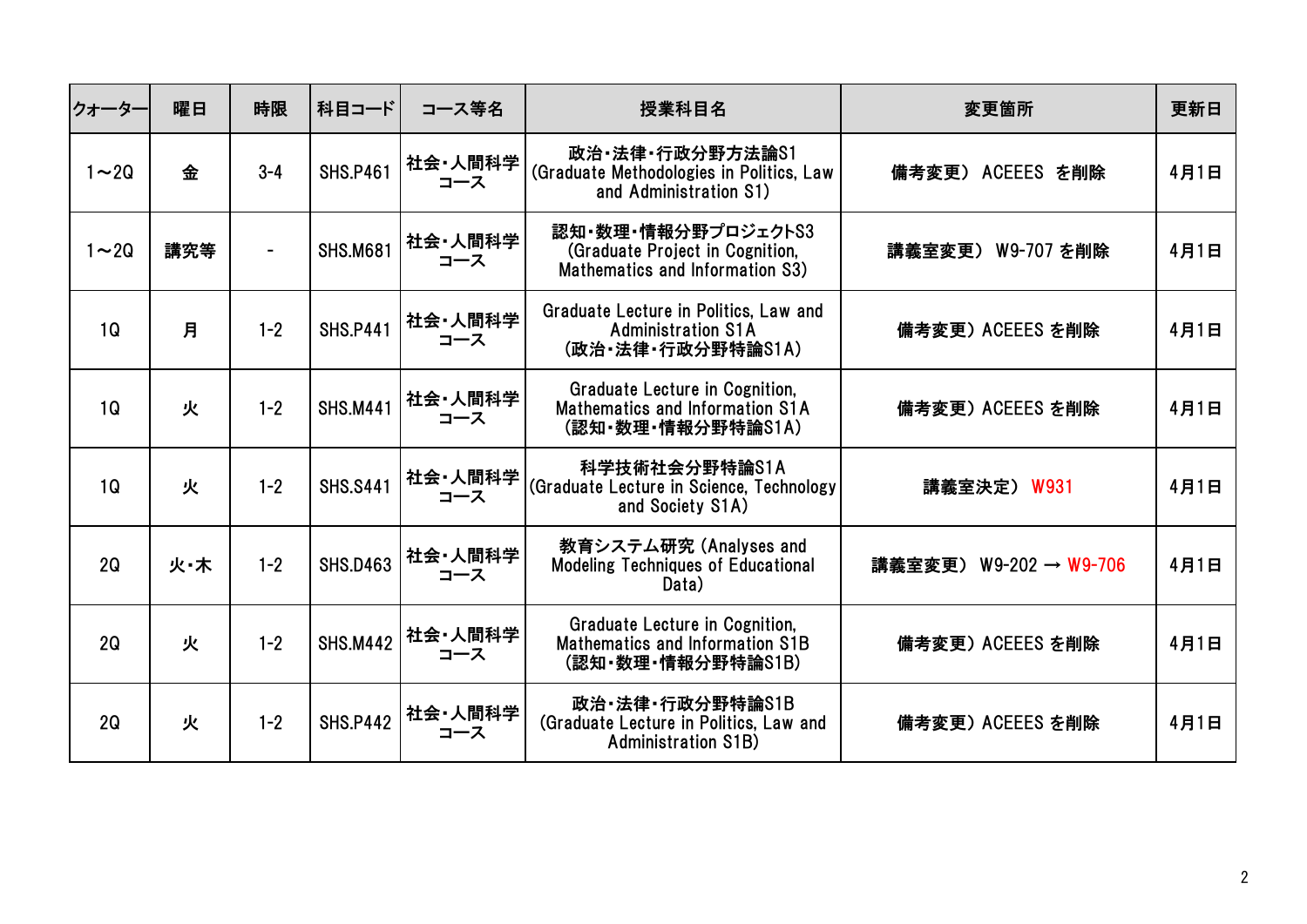| クォーター | 曜日 | 時限 | 科目コード | コース等名 | 授業科目名 | 変更箇所 | 更新日 |
| --- | --- | --- | --- | --- | --- | --- | --- |
| 1～2Q | 金 | 3-4 | SHS.P461 | 社会・人間科学コース | 政治・法律・行政分野方法論S1 (Graduate Methodologies in Politics, Law and Administration S1) | 備考変更） ACEEES を削除 | 4月1日 |
| 1～2Q | 講究等 | - | SHS.M681 | 社会・人間科学コース | 認知・数理・情報分野プロジェクトS3 (Graduate Project in Cognition, Mathematics and Information S3) | 講義室変更） W9-707 を削除 | 4月1日 |
| 1Q | 月 | 1-2 | SHS.P441 | 社会・人間科学コース | Graduate Lecture in Politics, Law and Administration S1A (政治・法律・行政分野特論S1A) | 備考変更）ACEEES を削除 | 4月1日 |
| 1Q | 火 | 1-2 | SHS.M441 | 社会・人間科学コース | Graduate Lecture in Cognition, Mathematics and Information S1A (認知・数理・情報分野特論S1A) | 備考変更）ACEEES を削除 | 4月1日 |
| 1Q | 火 | 1-2 | SHS.S441 | 社会・人間科学コース | 科学技術社会分野特論S1A (Graduate Lecture in Science, Technology and Society S1A) | 講義室決定） W931 | 4月1日 |
| 2Q | 火・木 | 1-2 | SHS.D463 | 社会・人間科学コース | 教育システム研究 (Analyses and Modeling Techniques of Educational Data) | 講義室変更） W9-202 → W9-706 | 4月1日 |
| 2Q | 火 | 1-2 | SHS.M442 | 社会・人間科学コース | Graduate Lecture in Cognition, Mathematics and Information S1B (認知・数理・情報分野特論S1B) | 備考変更）ACEEES を削除 | 4月1日 |
| 2Q | 火 | 1-2 | SHS.P442 | 社会・人間科学コース | 政治・法律・行政分野特論S1B (Graduate Lecture in Politics, Law and Administration S1B) | 備考変更）ACEEES を削除 | 4月1日 |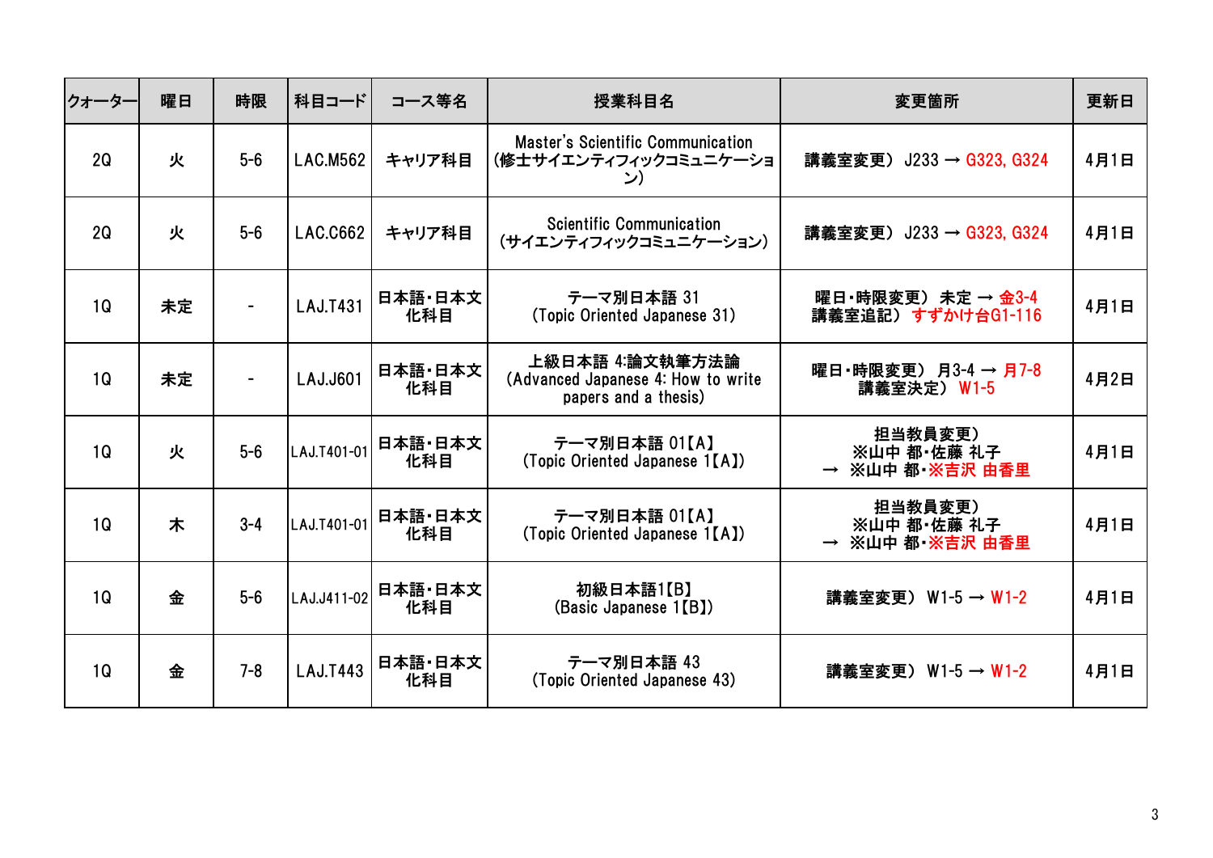| クォーター | 曜日 | 時限 | 科目コード | コース等名 | 授業科目名 | 変更箇所 | 更新日 |
|---|---|---|---|---|---|---|---|
| 2Q | 火 | 5-6 | LAC.M562 | キャリア科目 | Master's Scientific Communication (修士サイエンティフィックコミュニケーション) | 講義室変更） J233 → G323, G324 | 4月1日 |
| 2Q | 火 | 5-6 | LAC.C662 | キャリア科目 | Scientific Communication (サイエンティフィックコミュニケーション) | 講義室変更） J233 → G323, G324 | 4月1日 |
| 1Q | 未定 | - | LAJ.T431 | 日本語・日本文化科目 | テーマ別日本語 31 (Topic Oriented Japanese 31) | 曜日・時限変更） 未定 → 金3-4<br>講義室追記） すずかけ台G1-116 | 4月1日 |
| 1Q | 未定 | - | LAJ.J601 | 日本語・日本文化科目 | 上級日本語 4:論文執筆方法論 (Advanced Japanese 4: How to write papers and a thesis) | 曜日・時限変更） 月3-4 → 月7-8<br>講義室決定） W1-5 | 4月2日 |
| 1Q | 火 | 5-6 | LAJ.T401-01 | 日本語・日本文化科目 | テーマ別日本語 01【A】 (Topic Oriented Japanese 1【A】) | 担当教員変更）<br>※山中 都・佐藤 礼子<br>→ ※山中 都・※吉沢 由香里 | 4月1日 |
| 1Q | 木 | 3-4 | LAJ.T401-01 | 日本語・日本文化科目 | テーマ別日本語 01【A】 (Topic Oriented Japanese 1【A】) | 担当教員変更）<br>※山中 都・佐藤 礼子<br>→ ※山中 都・※吉沢 由香里 | 4月1日 |
| 1Q | 金 | 5-6 | LAJ.J411-02 | 日本語・日本文化科目 | 初級日本語1【B】 (Basic Japanese 1【B】) | 講義室変更） W1-5 → W1-2 | 4月1日 |
| 1Q | 金 | 7-8 | LAJ.T443 | 日本語・日本文化科目 | テーマ別日本語 43 (Topic Oriented Japanese 43) | 講義室変更） W1-5 → W1-2 | 4月1日 |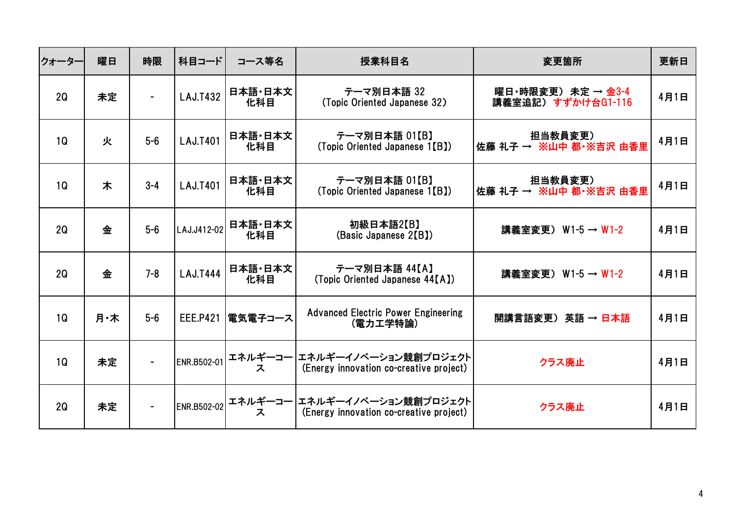| クォーター | 曜日 | 時限 | 科目コード | コース等名 | 授業科目名 | 変更箇所 | 更新日 |
|---|---|---|---|---|---|---|---|
| 2Q | 未定 | - | LAJ.T432 | 日本語・日本文化科目 | テーマ別日本語 32 (Topic Oriented Japanese 32) | 曜日・時限変更）未定 → 金3-4 講義室追記）すずかけ台G1-116 | 4月1日 |
| 1Q | 火 | 5-6 | LAJ.T401 | 日本語・日本文化科目 | テーマ別日本語 01【B】 (Topic Oriented Japanese 1【B】) | 担当教員変更） 佐藤 礼子 → ※山中 都・※吉沢 由香里 | 4月1日 |
| 1Q | 木 | 3-4 | LAJ.T401 | 日本語・日本文化科目 | テーマ別日本語 01【B】 (Topic Oriented Japanese 1【B】) | 担当教員変更） 佐藤 礼子 → ※山中 都・※吉沢 由香里 | 4月1日 |
| 2Q | 金 | 5-6 | LAJ.J412-02 | 日本語・日本文化科目 | 初級日本語2【B】 (Basic Japanese 2【B】) | 講義室変更） W1-5 → W1-2 | 4月1日 |
| 2Q | 金 | 7-8 | LAJ.T444 | 日本語・日本文化科目 | テーマ別日本語 44【A】 (Topic Oriented Japanese 44【A】) | 講義室変更） W1-5 → W1-2 | 4月1日 |
| 1Q | 月・木 | 5-6 | EEE.P421 | 電気電子コース | Advanced Electric Power Engineering (電力工学特論) | 開講言語変更） 英語 → 日本語 | 4月1日 |
| 1Q | 未定 | - | ENR.B502-01 | エネルギーコース | エネルギーイノベーション競創プロジェクト (Energy innovation co-creative project) | クラス廃止 | 4月1日 |
| 2Q | 未定 | - | ENR.B502-02 | エネルギーコース | エネルギーイノベーション競創プロジェクト (Energy innovation co-creative project) | クラス廃止 | 4月1日 |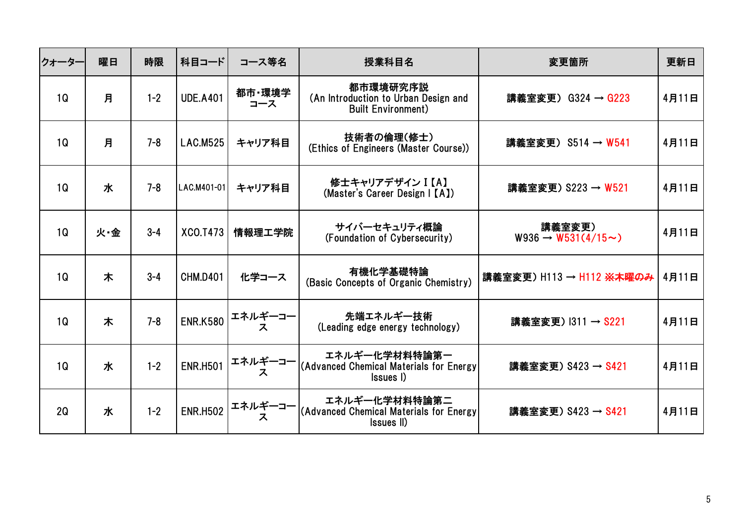| クォーター | 曜日 | 時限 | 科目コード | コース等名 | 授業科目名 | 変更箇所 | 更新日 |
|---|---|---|---|---|---|---|---|
| 1Q | 月 | 1-2 | UDE.A401 | 都市・環境学コース | 都市環境研究序説 (An Introduction to Urban Design and Built Environment) | 講義室変更） G324 → G223 | 4月11日 |
| 1Q | 月 | 7-8 | LAC.M525 | キャリア科目 | 技術者の倫理(修士) (Ethics of Engineers (Master Course)) | 講義室変更） S514 → W541 | 4月11日 |
| 1Q | 水 | 7-8 | LAC.M401-01 | キャリア科目 | 修士キャリアデザインⅠ【A】 (Master's Career Design I【A】) | 講義室変更）S223 → W521 | 4月11日 |
| 1Q | 火・金 | 3-4 | XCO.T473 | 情報理工学院 | サイバーセキュリティ概論 (Foundation of Cybersecurity) | 講義室変更） W936 → W531(4/15～) | 4月11日 |
| 1Q | 木 | 3-4 | CHM.D401 | 化学コース | 有機化学基礎特論 (Basic Concepts of Organic Chemistry) | 講義室変更）H113 → H112 ~~※木曜のみ~~ | 4月11日 |
| 1Q | 木 | 7-8 | ENR.K580 | エネルギーコース | 先端エネルギー技術 (Leading edge energy technology) | 講義室変更）I311 → S221 | 4月11日 |
| 1Q | 水 | 1-2 | ENR.H501 | エネルギーコース | エネルギー化学材料特論第一 (Advanced Chemical Materials for Energy Issues I) | 講義室変更）S423 → S421 | 4月11日 |
| 2Q | 水 | 1-2 | ENR.H502 | エネルギーコース | エネルギー化学材料特論第二 (Advanced Chemical Materials for Energy Issues II) | 講義室変更）S423 → S421 | 4月11日 |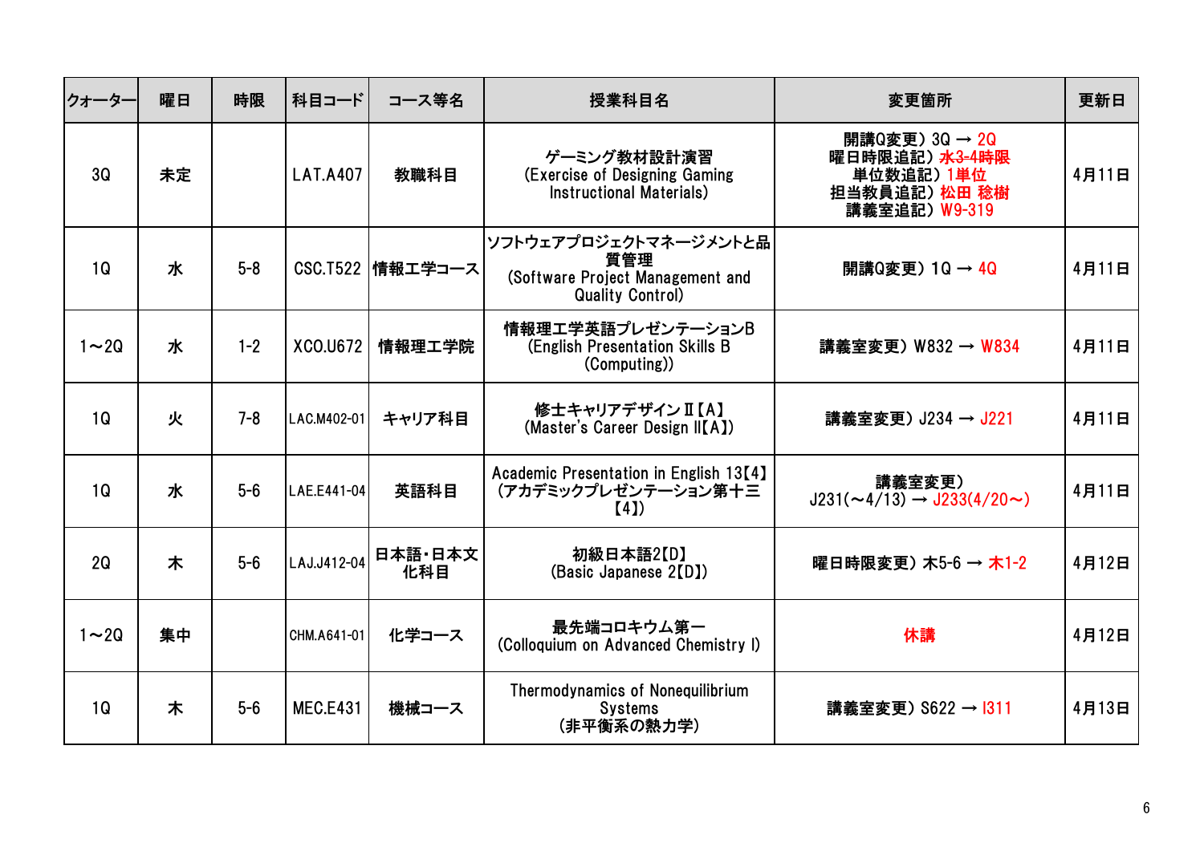| クォーター | 曜日 | 時限 | 科目コード | コース等名 | 授業科目名 | 変更箇所 | 更新日 |
| --- | --- | --- | --- | --- | --- | --- | --- |
| 3Q | 未定 | | LAT.A407 | 教職科目 | ゲーミング教材設計演習<br>(Exercise of Designing Gaming Instructional Materials) | 開講Q変更）3Q → 2Q<br>曜日時限追記）~~水3-4時限~~<br>単位数追記）1単位<br>担当教員追記）松田 稔樹<br>講義室追記）W9-319 | 4月11日 |
| 1Q | 水 | 5-8 | CSC.T522 | 情報工学コース | ソフトウェアプロジェクトマネージメントと品質管理<br>(Software Project Management and Quality Control) | 開講Q変更）1Q → 4Q | 4月11日 |
| 1～2Q | 水 | 1-2 | XCO.U672 | 情報理工学院 | 情報理工学英語プレゼンテーションB<br>(English Presentation Skills B (Computing)) | 講義室変更）W832 → W834 | 4月11日 |
| 1Q | 火 | 7-8 | LAC.M402-01 | キャリア科目 | 修士キャリアデザインⅡ【A】<br>(Master's Career Design II【A】) | 講義室変更）J234 → J221 | 4月11日 |
| 1Q | 水 | 5-6 | LAE.E441-04 | 英語科目 | Academic Presentation in English 13【4】<br>(アカデミックプレゼンテーション第十三【4】) | 講義室変更）<br>J231(～4/13) → J233(4/20～) | 4月11日 |
| 2Q | 木 | 5-6 | LAJ.J412-04 | 日本語・日本文化科目 | 初級日本語2【D】<br>(Basic Japanese 2【D】) | 曜日時限変更）木5-6 → 木1-2 | 4月12日 |
| 1～2Q | 集中 | | CHM.A641-01 | 化学コース | 最先端コロキウム第一<br>(Colloquium on Advanced Chemistry I) | 休講 | 4月12日 |
| 1Q | 木 | 5-6 | MEC.E431 | 機械コース | Thermodynamics of Nonequilibrium Systems<br>(非平衡系の熱力学) | 講義室変更）S622 → I311 | 4月13日 |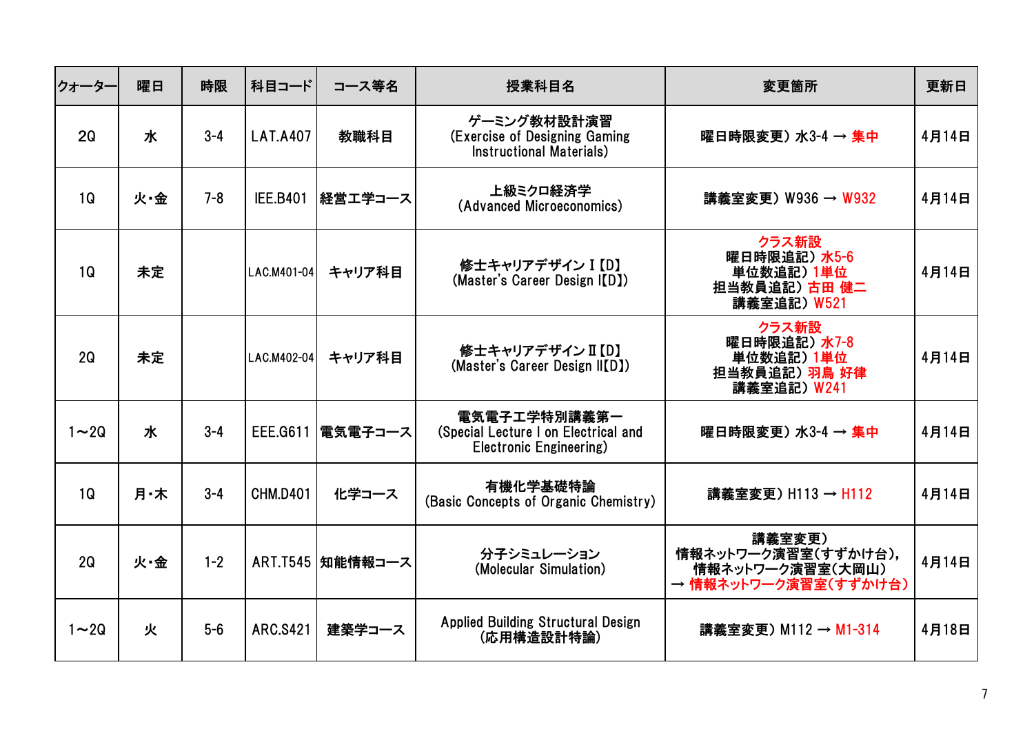| クォーター | 曜日 | 時限 | 科目コード | コース等名 | 授業科目名 | 変更箇所 | 更新日 |
|---|---|---|---|---|---|---|---|
| 2Q | 水 | 3-4 | LAT.A407 | 教職科目 | ゲーミング教材設計演習<br>(Exercise of Designing Gaming Instructional Materials) | 曜日時限変更）水3-4 → 集中 | 4月14日 |
| 1Q | 火・金 | 7-8 | IEE.B401 | 経営工学コース | 上級ミクロ経済学<br>(Advanced Microeconomics) | 講義室変更）W936 → W932 | 4月14日 |
| 1Q | 未定 | | LAC.M401-04 | キャリア科目 | 修士キャリアデザインⅠ【D】<br>(Master's Career Design Ⅰ【D】) | クラス新設<br>曜日時限追記）水5-6<br>単位数追記）1単位<br>担当教員追記）古田 健二<br>講義室追記）W521 | 4月14日 |
| 2Q | 未定 | | LAC.M402-04 | キャリア科目 | 修士キャリアデザインⅡ【D】<br>(Master's Career Design Ⅱ【D】) | クラス新設<br>曜日時限追記）水7-8<br>単位数追記）1単位<br>担当教員追記）羽鳥 好律<br>講義室追記）W241 | 4月14日 |
| 1～2Q | 水 | 3-4 | EEE.G611 | 電気電子コース | 電気電子工学特別講義第一<br>(Special Lecture I on Electrical and Electronic Engineering) | 曜日時限変更）水3-4 → 集中 | 4月14日 |
| 1Q | 月・木 | 3-4 | CHM.D401 | 化学コース | 有機化学基礎特論<br>(Basic Concepts of Organic Chemistry) | 講義室変更）H113 → H112 | 4月14日 |
| 2Q | 火・金 | 1-2 | ART.T545 | 知能情報コース | 分子シミュレーション<br>(Molecular Simulation) | 講義室変更）<br>情報ネットワーク演習室(すずかけ台),<br>情報ネットワーク演習室(大岡山)<br>→ 情報ネットワーク演習室(すずかけ台) | 4月14日 |
| 1～2Q | 火 | 5-6 | ARC.S421 | 建築学コース | Applied Building Structural Design<br>(応用構造設計特論) | 講義室変更）M112 → M1-314 | 4月18日 |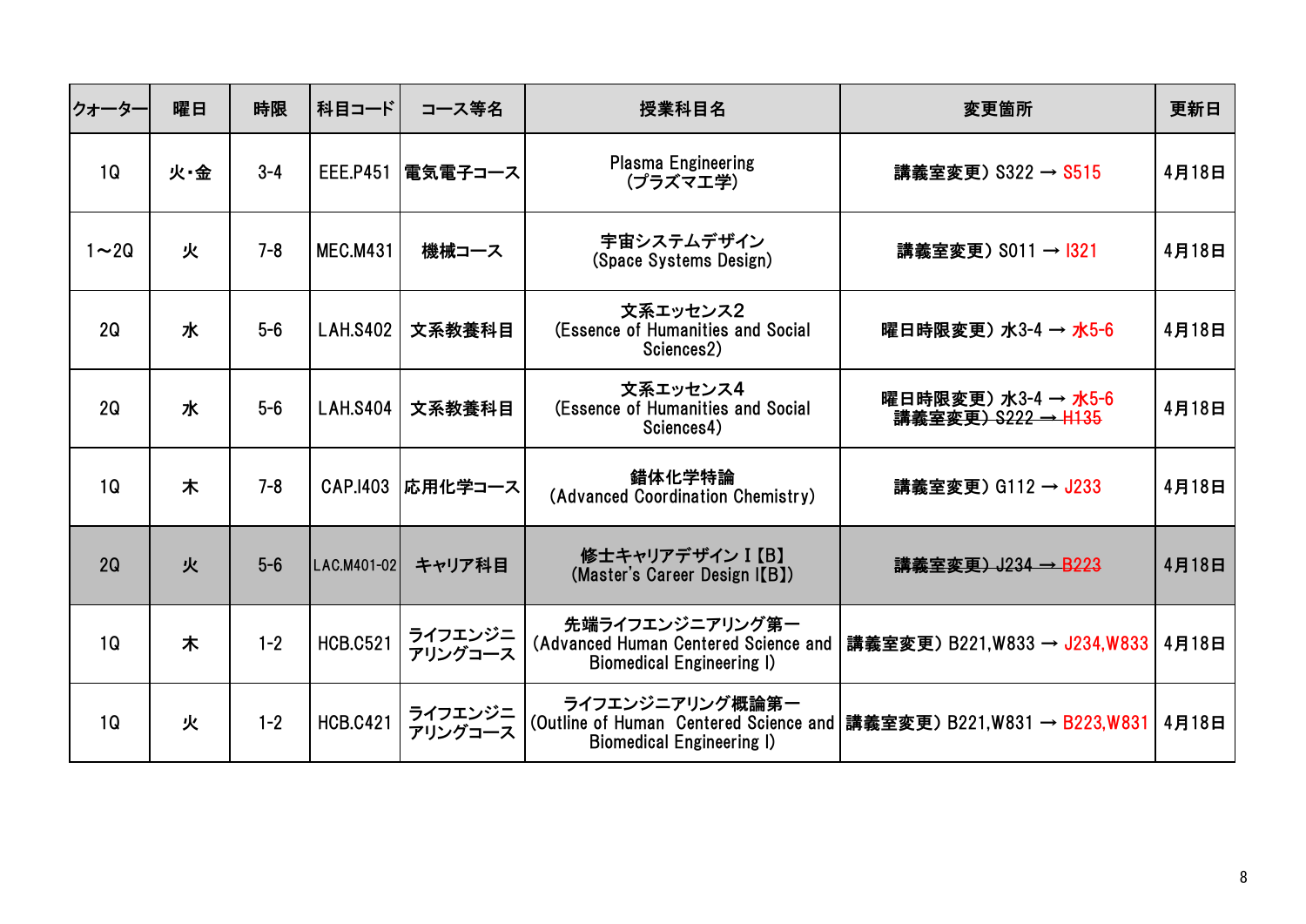| クォーター | 曜日 | 時限 | 科目コード | コース等名 | 授業科目名 | 変更箇所 | 更新日 |
|---|---|---|---|---|---|---|---|
| 1Q | 火・金 | 3-4 | EEE.P451 | 電気電子コース | Plasma Engineering<br>(プラズマ工学) | 講義室変更）S322 → S515 | 4月18日 |
| 1～2Q | 火 | 7-8 | MEC.M431 | 機械コース | 宇宙システムデザイン<br>(Space Systems Design) | 講義室変更）S011 → I321 | 4月18日 |
| 2Q | 水 | 5-6 | LAH.S402 | 文系教養科目 | 文系エッセンス2<br>(Essence of Humanities and Social Sciences2) | 曜日時限変更）水3-4 → 水5-6 | 4月18日 |
| 2Q | 水 | 5-6 | LAH.S404 | 文系教養科目 | 文系エッセンス4<br>(Essence of Humanities and Social Sciences4) | 曜日時限変更）水3-4 → 水5-6<br>~~講義室変更）S222 → H135~~ | 4月18日 |
| 1Q | 木 | 7-8 | CAP.I403 | 応用化学コース | 錯体化学特論<br>(Advanced Coordination Chemistry) | 講義室変更）G112 → J233 | 4月18日 |
| 2Q | 火 | 5-6 | LAC.M401-02 | キャリア科目 | 修士キャリアデザインⅠ【B】<br>(Master's Career Design I【B】) | ~~講義室変更）J234 → B223~~ | 4月18日 |
| 1Q | 木 | 1-2 | HCB.C521 | ライフエンジニアリングコース | 先端ライフエンジニアリング第一<br>(Advanced Human Centered Science and Biomedical Engineering I) | 講義室変更）B221,W833 → J234,W833 | 4月18日 |
| 1Q | 火 | 1-2 | HCB.C421 | ライフエンジニアリングコース | ライフエンジニアリング概論第一<br>(Outline of Human Centered Science and Biomedical Engineering I) | 講義室変更）B221,W831 → B223,W831 | 4月18日 |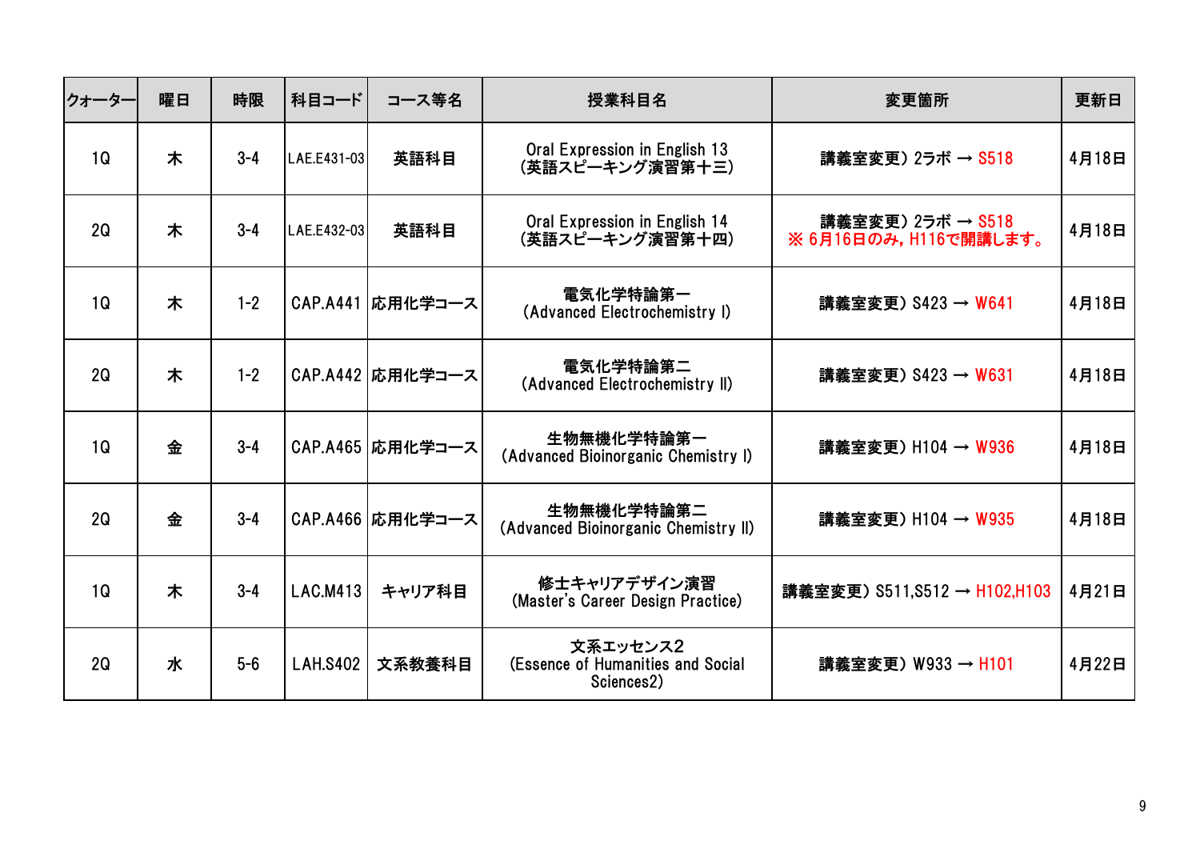| クォーター | 曜日 | 時限 | 科目コード | コース等名 | 授業科目名 | 変更箇所 | 更新日 |
| --- | --- | --- | --- | --- | --- | --- | --- |
| 1Q | 木 | 3-4 | LAE.E431-03 | 英語科目 | Oral Expression in English 13<br>(英語スピーキング演習第十三) | 講義室変更) 2ラボ → S518 | 4月18日 |
| 2Q | 木 | 3-4 | LAE.E432-03 | 英語科目 | Oral Expression in English 14<br>(英語スピーキング演習第十四) | 講義室変更) 2ラボ → S518<br>※ 6月16日のみ, H116で開講します。 | 4月18日 |
| 1Q | 木 | 1-2 | CAP.A441 | 応用化学コース | 電気化学特論第一<br>(Advanced Electrochemistry I) | 講義室変更) S423 → W641 | 4月18日 |
| 2Q | 木 | 1-2 | CAP.A442 | 応用化学コース | 電気化学特論第二<br>(Advanced Electrochemistry II) | 講義室変更) S423 → W631 | 4月18日 |
| 1Q | 金 | 3-4 | CAP.A465 | 応用化学コース | 生物無機化学特論第一<br>(Advanced Bioinorganic Chemistry I) | 講義室変更) H104 → W936 | 4月18日 |
| 2Q | 金 | 3-4 | CAP.A466 | 応用化学コース | 生物無機化学特論第二<br>(Advanced Bioinorganic Chemistry II) | 講義室変更) H104 → W935 | 4月18日 |
| 1Q | 木 | 3-4 | LAC.M413 | キャリア科目 | 修士キャリアデザイン演習<br>(Master's Career Design Practice) | 講義室変更) S511,S512 → H102,H103 | 4月21日 |
| 2Q | 水 | 5-6 | LAH.S402 | 文系教養科目 | 文系エッセンス2<br>(Essence of Humanities and Social Sciences2) | 講義室変更) W933 → H101 | 4月22日 |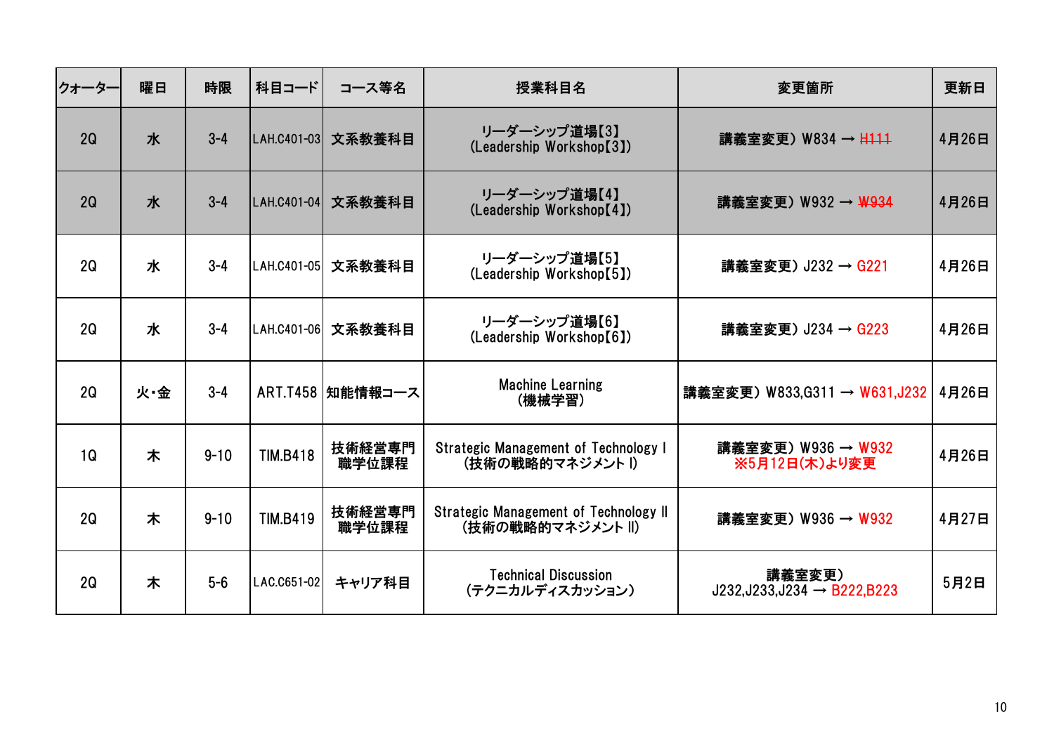| クォーター | 曜日 | 時限 | 科目コード | コース等名 | 授業科目名 | 変更箇所 | 更新日 |
|---|---|---|---|---|---|---|---|
| 2Q | 水 | 3-4 | LAH.C401-03 | 文系教養科目 | リーダーシップ道場【3】(Leadership Workshop【3】) | 講義室変更）W834 → ~~H111~~ | 4月26日 |
| 2Q | 水 | 3-4 | LAH.C401-04 | 文系教養科目 | リーダーシップ道場【4】(Leadership Workshop【4】) | 講義室変更）W932 → ~~W934~~ | 4月26日 |
| 2Q | 水 | 3-4 | LAH.C401-05 | 文系教養科目 | リーダーシップ道場【5】(Leadership Workshop【5】) | 講義室変更）J232 → G221 | 4月26日 |
| 2Q | 水 | 3-4 | LAH.C401-06 | 文系教養科目 | リーダーシップ道場【6】(Leadership Workshop【6】) | 講義室変更）J234 → G223 | 4月26日 |
| 2Q | 火・金 | 3-4 | ART.T458 | 知能情報コース | Machine Learning（機械学習） | 講義室変更）W833,G311 → W631,J232 | 4月26日 |
| 1Q | 木 | 9-10 | TIM.B418 | 技術経営専門職学位課程 | Strategic Management of Technology I（技術の戦略的マネジメント I） | 講義室変更）W936 → W932 ※5月12日(木)より変更 | 4月26日 |
| 2Q | 木 | 9-10 | TIM.B419 | 技術経営専門職学位課程 | Strategic Management of Technology II（技術の戦略的マネジメント II） | 講義室変更）W936 → W932 | 4月27日 |
| 2Q | 木 | 5-6 | LAC.C651-02 | キャリア科目 | Technical Discussion（テクニカルディスカッション） | 講義室変更）J232,J233,J234 → B222,B223 | 5月2日 |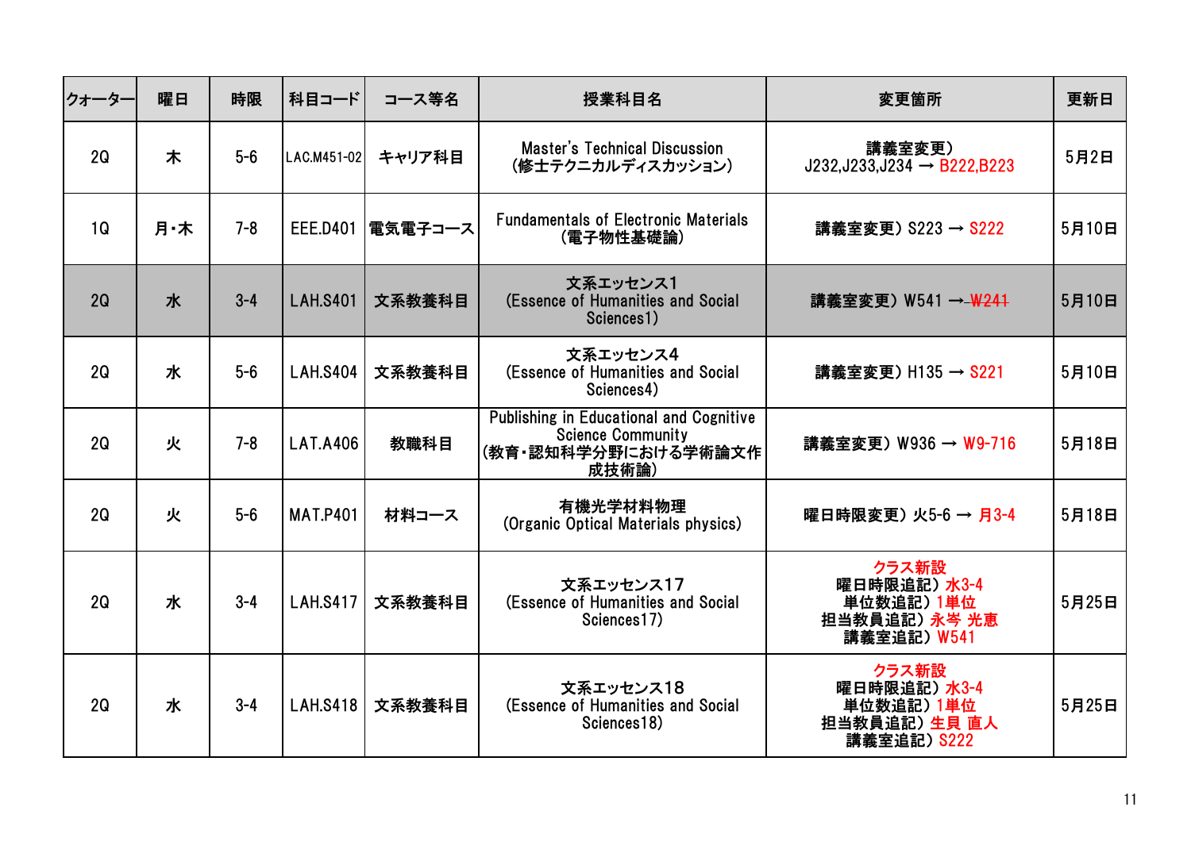| クォーター | 曜日 | 時限 | 科目コード | コース等名 | 授業科目名 | 変更箇所 | 更新日 |
|---|---|---|---|---|---|---|---|
| 2Q | 木 | 5-6 | LAC.M451-02 | キャリア科目 | Master's Technical Discussion<br>（修士テクニカルディスカッション） | 講義室変更）<br>J232,J233,J234 → B222,B223 | 5月2日 |
| 1Q | 月・木 | 7-8 | EEE.D401 | 電気電子コース | Fundamentals of Electronic Materials<br>（電子物性基礎論） | 講義室変更）S223 → S222 | 5月10日 |
| 2Q | 水 | 3-4 | LAH.S401 | 文系教養科目 | 文系エッセンス1<br>（Essence of Humanities and Social Sciences1） | 講義室変更）W541 → ~~W241~~ | 5月10日 |
| 2Q | 水 | 5-6 | LAH.S404 | 文系教養科目 | 文系エッセンス4<br>（Essence of Humanities and Social Sciences4） | 講義室変更）H135 → S221 | 5月10日 |
| 2Q | 火 | 7-8 | LAT.A406 | 教職科目 | Publishing in Educational and Cognitive Science Community<br>（教育・認知科学分野における学術論文作成技術論） | 講義室変更）W936 → W9-716 | 5月18日 |
| 2Q | 火 | 5-6 | MAT.P401 | 材料コース | 有機光学材料物理<br>（Organic Optical Materials physics） | 曜日時限変更）火5-6 → 月3-4 | 5月18日 |
| 2Q | 水 | 3-4 | LAH.S417 | 文系教養科目 | 文系エッセンス17<br>（Essence of Humanities and Social Sciences17） | クラス新設<br>曜日時限追記）水3-4<br>単位数追記）1単位<br>担当教員追記）永岑 光恵<br>講義室追記）W541 | 5月25日 |
| 2Q | 水 | 3-4 | LAH.S418 | 文系教養科目 | 文系エッセンス18<br>（Essence of Humanities and Social Sciences18） | クラス新設<br>曜日時限追記）水3-4<br>単位数追記）1単位<br>担当教員追記）生貝 直人<br>講義室追記）S222 | 5月25日 |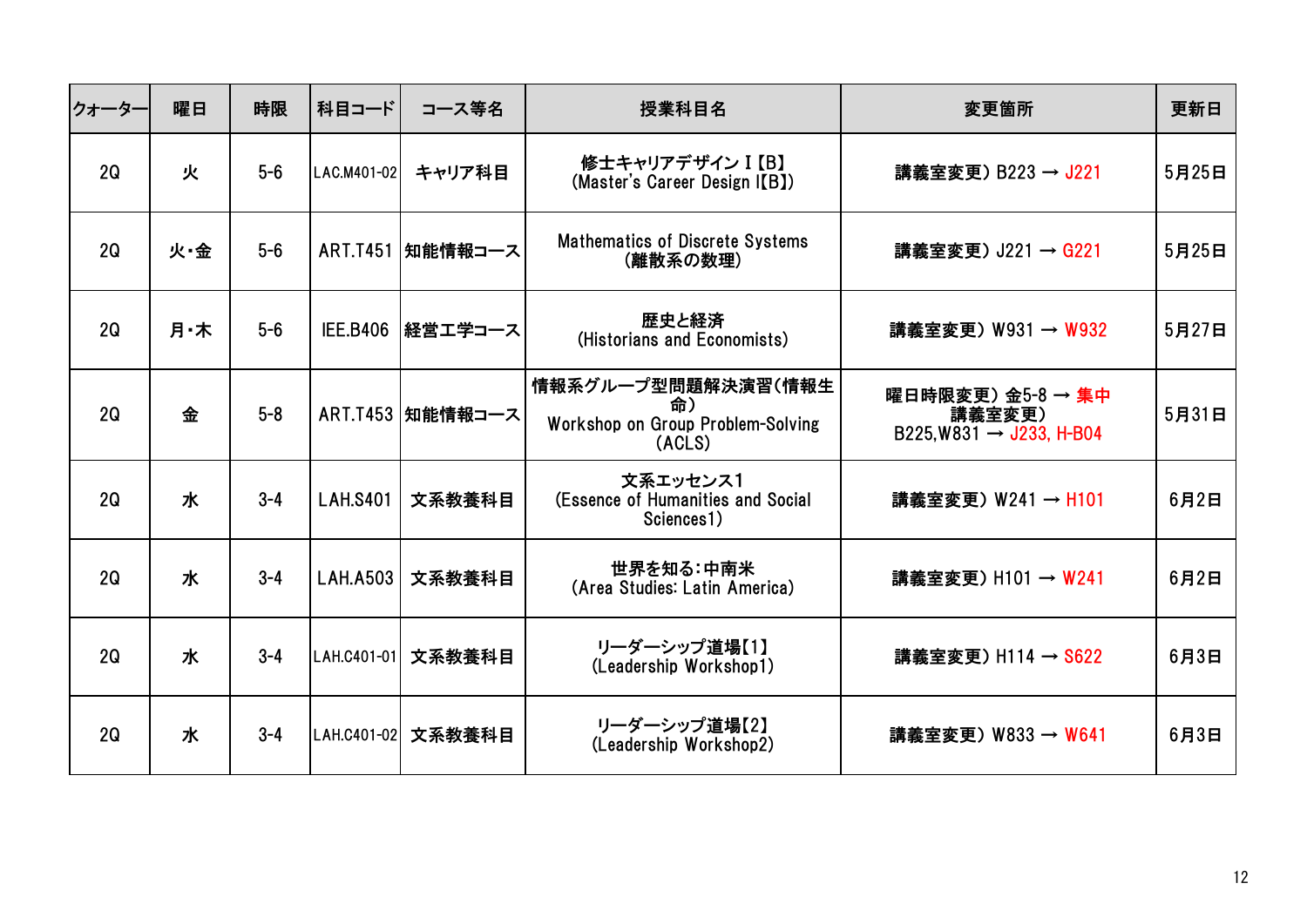| クォーター | 曜日 | 時限 | 科目コード | コース等名 | 授業科目名 | 変更箇所 | 更新日 |
|---|---|---|---|---|---|---|---|
| 2Q | 火 | 5-6 | LAC.M401-02 | キャリア科目 | 修士キャリアデザインⅠ【B】<br>(Master's Career Design I【B】) | 講義室変更）B223 → J221 | 5月25日 |
| 2Q | 火・金 | 5-6 | ART.T451 | 知能情報コース | Mathematics of Discrete Systems<br>（離散系の数理） | 講義室変更）J221 → G221 | 5月25日 |
| 2Q | 月・木 | 5-6 | IEE.B406 | 経営工学コース | 歴史と経済<br>(Historians and Economists) | 講義室変更）W931 → W932 | 5月27日 |
| 2Q | 金 | 5-8 | ART.T453 | 知能情報コース | 情報系グループ型問題解決演習（情報生命）<br>Workshop on Group Problem-Solving<br>(ACLS) | 曜日時限変更）金5-8 → 集中<br>講義室変更）<br>B225,W831 → J233, H-B04 | 5月31日 |
| 2Q | 水 | 3-4 | LAH.S401 | 文系教養科目 | 文系エッセンス1<br>(Essence of Humanities and Social Sciences1) | 講義室変更）W241 → H101 | 6月2日 |
| 2Q | 水 | 3-4 | LAH.A503 | 文系教養科目 | 世界を知る：中南米<br>(Area Studies: Latin America) | 講義室変更）H101 → W241 | 6月2日 |
| 2Q | 水 | 3-4 | LAH.C401-01 | 文系教養科目 | リーダーシップ道場【1】<br>(Leadership Workshop1) | 講義室変更）H114 → S622 | 6月3日 |
| 2Q | 水 | 3-4 | LAH.C401-02 | 文系教養科目 | リーダーシップ道場【2】<br>(Leadership Workshop2) | 講義室変更）W833 → W641 | 6月3日 |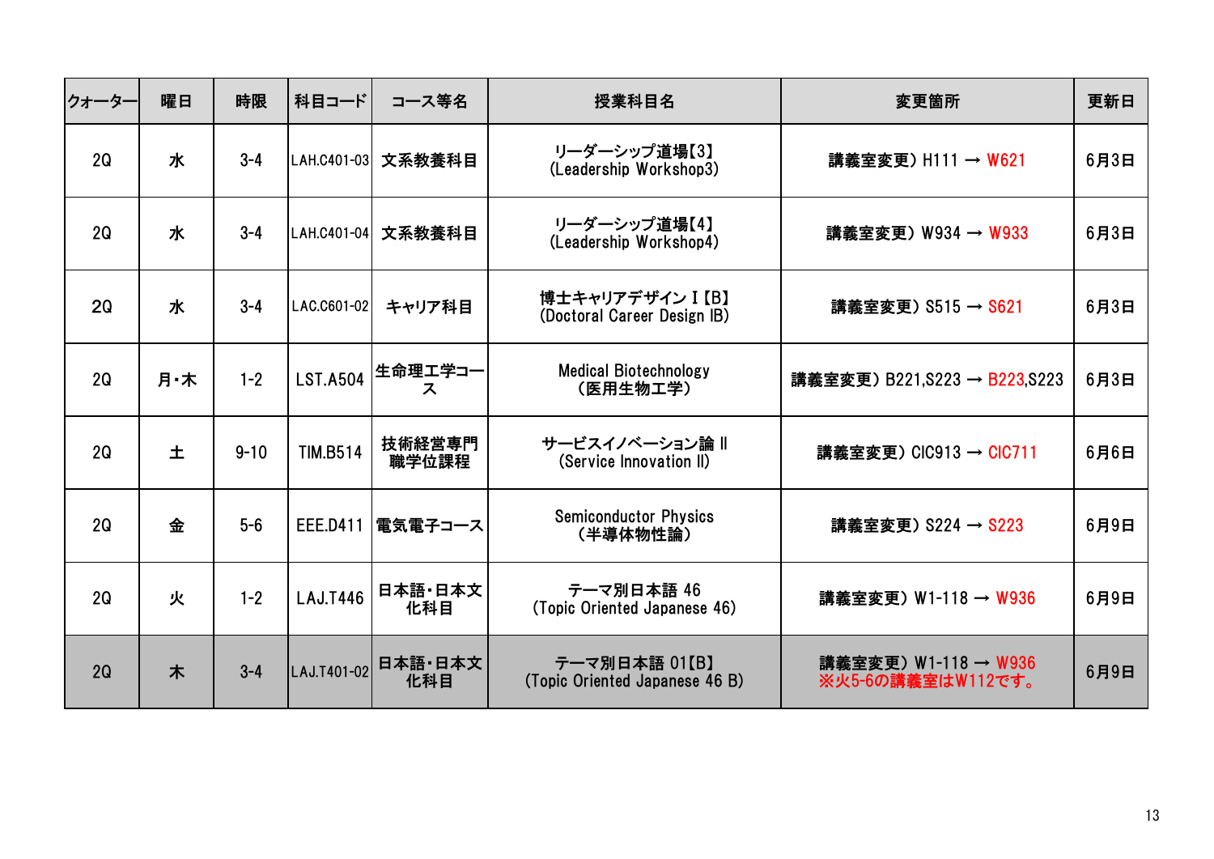| クォーター | 曜日 | 時限 | 科目コード | コース等名 | 授業科目名 | 変更箇所 | 更新日 |
|---|---|---|---|---|---|---|---|
| 2Q | 水 | 3-4 | LAH.C401-03 | 文系教養科目 | リーダーシップ道場【3】<br>(Leadership Workshop3) | 講義室変更）H111 → W621 | 6月3日 |
| 2Q | 水 | 3-4 | LAH.C401-04 | 文系教養科目 | リーダーシップ道場【4】<br>(Leadership Workshop4) | 講義室変更）W934 → W933 | 6月3日 |
| 2Q | 水 | 3-4 | LAC.C601-02 | キャリア科目 | 博士キャリアデザインⅠ【B】<br>(Doctoral Career Design IB) | 講義室変更）S515 → S621 | 6月3日 |
| 2Q | 月・木 | 1-2 | LST.A504 | 生命理工学コース | Medical Biotechnology<br>（医用生物工学） | 講義室変更）B221,S223 → B223,S223 | 6月3日 |
| 2Q | 土 | 9-10 | TIM.B514 | 技術経営専門職学位課程 | サービスイノベーション論Ⅱ<br>(Service Innovation II) | 講義室変更）CIC913 → CIC711 | 6月6日 |
| 2Q | 金 | 5-6 | EEE.D411 | 電気電子コース | Semiconductor Physics<br>（半導体物性論） | 講義室変更）S224 → S223 | 6月9日 |
| 2Q | 火 | 1-2 | LAJ.T446 | 日本語・日本文化科目 | テーマ別日本語 46<br>(Topic Oriented Japanese 46) | 講義室変更）W1-118 → W936 | 6月9日 |
| 2Q | 木 | 3-4 | LAJ.T401-02 | 日本語・日本文化科目 | テーマ別日本語 01【B】<br>(Topic Oriented Japanese 46 B) | 講義室変更）W1-118 → W936<br>※火5-6の講義室はW112です。 | 6月9日 |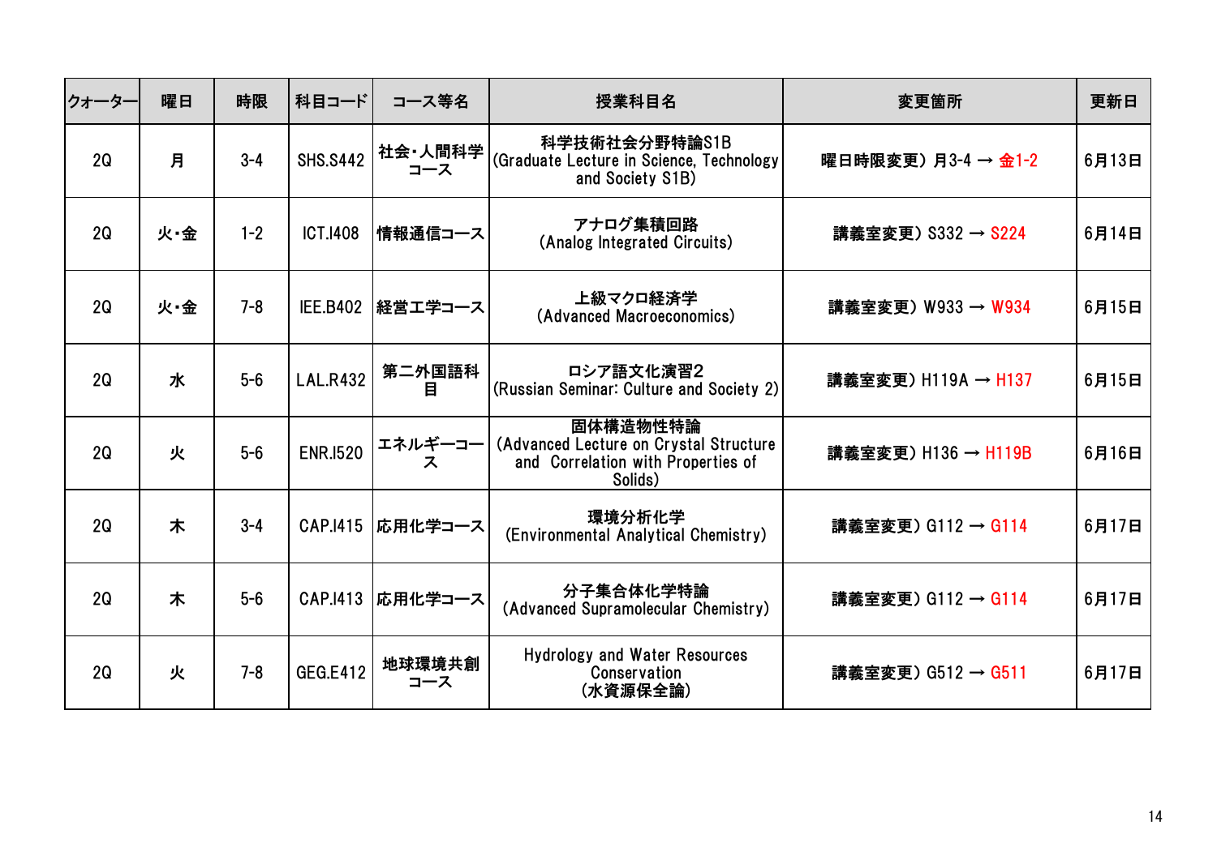| クォーター | 曜日 | 時限 | 科目コード | コース等名 | 授業科目名 | 変更箇所 | 更新日 |
|---|---|---|---|---|---|---|---|
| 2Q | 月 | 3-4 | SHS.S442 | 社会・人間科学コース | 科学技術社会分野特論S1B (Graduate Lecture in Science, Technology and Society S1B) | 曜日時限変更）月3-4 → 金1-2 | 6月13日 |
| 2Q | 火・金 | 1-2 | ICT.I408 | 情報通信コース | アナログ集積回路 (Analog Integrated Circuits) | 講義室変更）S332 → S224 | 6月14日 |
| 2Q | 火・金 | 7-8 | IEE.B402 | 経営工学コース | 上級マクロ経済学 (Advanced Macroeconomics) | 講義室変更）W933 → W934 | 6月15日 |
| 2Q | 水 | 5-6 | LAL.R432 | 第二外国語科目 | ロシア語文化演習2 (Russian Seminar: Culture and Society 2) | 講義室変更）H119A → H137 | 6月15日 |
| 2Q | 火 | 5-6 | ENR.I520 | エネルギーコース | 固体構造物性特論 (Advanced Lecture on Crystal Structure and Correlation with Properties of Solids) | 講義室変更）H136 → H119B | 6月16日 |
| 2Q | 木 | 3-4 | CAP.I415 | 応用化学コース | 環境分析化学 (Environmental Analytical Chemistry) | 講義室変更）G112 → G114 | 6月17日 |
| 2Q | 木 | 5-6 | CAP.I413 | 応用化学コース | 分子集合体化学特論 (Advanced Supramolecular Chemistry) | 講義室変更）G112 → G114 | 6月17日 |
| 2Q | 火 | 7-8 | GEG.E412 | 地球環境共創コース | Hydrology and Water Resources Conservation (水資源保全論) | 講義室変更）G512 → G511 | 6月17日 |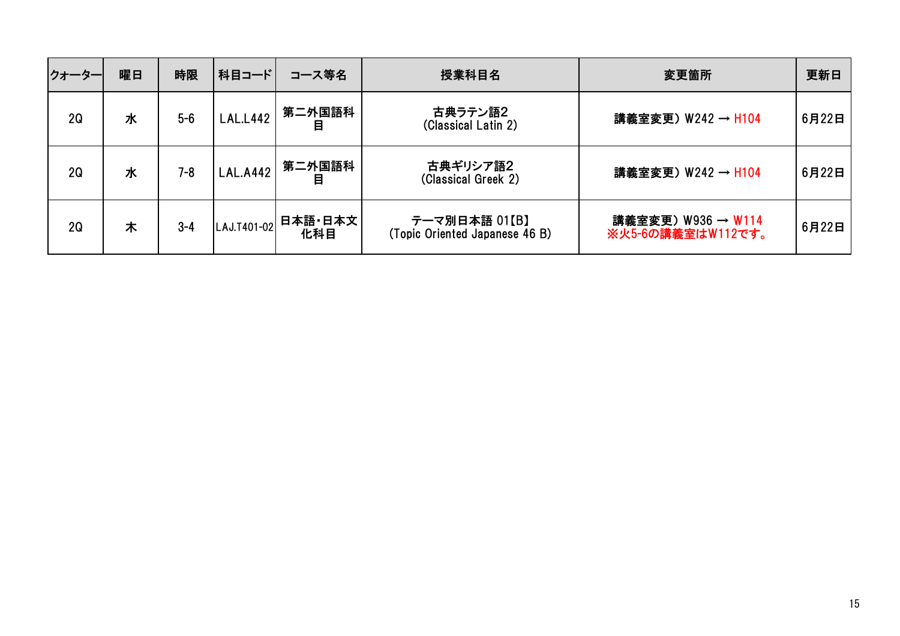| クォーター | 曜日 | 時限 | 科目コード | コース等名 | 授業科目名 | 変更箇所 | 更新日 |
| --- | --- | --- | --- | --- | --- | --- | --- |
| 2Q | 水 | 5-6 | LAL.L442 | 第二外国語科目 | 古典ラテン語2<br>(Classical Latin 2) | 講義室変更）W242 → H104 | 6月22日 |
| 2Q | 水 | 7-8 | LAL.A442 | 第二外国語科目 | 古典ギリシア語2<br>(Classical Greek 2) | 講義室変更）W242 → H104 | 6月22日 |
| 2Q | 木 | 3-4 | LAJ.T401-02 | 日本語・日本文化科目 | テーマ別日本語 01【B】<br>(Topic Oriented Japanese 46 B) | 講義室変更）W936 → W114<br>※火5-6の講義室はW112です。 | 6月22日 |